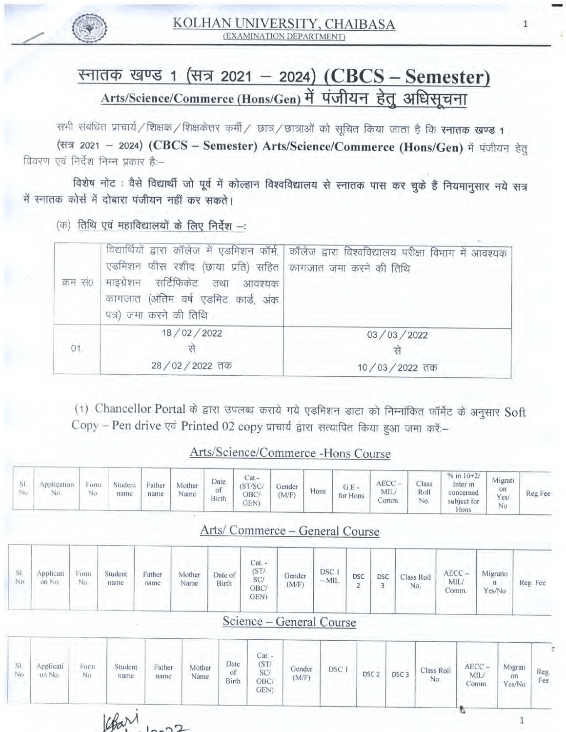KOLHAN UNIVERSITY, CHAIBASA
(EXAMINATION DEPARTMENT)

# स्नातक खण्ड 1 (सत्र 2021 – 2024) (CBCS – Semester)

## Arts/Science/Commerce (Hons/Gen) में पंजीयन हेतु अधिसूचना

सभी संबंधित प्राचार्य/शिक्षक/शिक्षकेत्तर कर्मी/ छात्र/छात्राओं को सूचित किया जाता है कि **स्नातक खण्ड 1 (सत्र 2021 – 2024) (CBCS – Semester) Arts/Science/Commerce (Hons/Gen)** में पंजीयन हेतु विवरण एवं निर्देश निम्न प्रकार हैः–

**विशेष नोट : वैसे विद्यार्थी जो पूर्व में कोल्हान विश्वविद्यालय से स्नातक पास कर चुके हैं नियमानुसार नये सत्र में स्नातक कोर्स में दोबारा पंजीयन नहीं कर सकते।**

(क) तिथि एवं महाविद्यालयों के लिए निर्देश –:

| क्रम सं0 | विद्यार्थियों द्वारा कॉलेज में एडमिशन फॉर्म, एडमिशन फीस रशीद (छाया प्रति) सहित माइग्रेशन सर्टिफिकेट तथा आवश्यक कागजात (अंतिम वर्ष एडमिट कार्ड, अंक पत्र) जमा करने की तिथि | कॉलेज द्वारा विश्वविद्यालय परीक्षा विभाग में आवश्यक कागजात जमा करने की तिथि |
|---|---|---|
| 01. | 18/02/2022 से 28/02/2022 तक | 03/03/2022 से 10/03/2022 तक |

(1) Chancellor Portal के द्वारा उपलब्ध कराये गये एडमिशन डाटा को निम्नांकित फॉर्मेट के अनुसार Soft Copy – Pen drive एवं Printed 02 copy प्राचार्य द्वारा सत्यापित किया हुआ जमा करें:–

### Arts/Science/Commerce -Hons Course

| Sl. No | Application No. | Form No. | Student name | Father name | Mother Name | Date of Birth | Cat.- (ST/SC/ OBC/ GEN) | Gender (M/F) | Hons | G.E - for Hons | AECC – MIL/ Comm. | Class Roll No. | % in 10+2/ Inter in concerned subject for Hons | Migration Yes/ No | Reg Fee |
|---|---|---|---|---|---|---|---|---|---|---|---|---|---|---|---|

### Arts/ Commerce – General Course

| Sl. No | Application No. | Form No. | Student name | Father name | Mother Name | Date of Birth | Cat. - (ST/ SC/ OBC/ GEN) | Gender (M/F) | DSC 1 – MIL | DSC 2 | DSC 3 | Class Roll No. | AECC – MIL/ Comm. | Migration Yes/No | Reg. Fee |
|---|---|---|---|---|---|---|---|---|---|---|---|---|---|---|---|

### Science – General Course

| Sl. No | Application No. | Form No. | Student name | Father name | Mother Name | Date of Birth | Cat. - (ST/ SC/ OBC/ GEN) | Gender (M/F) | DSC 1 | DSC 2 | DSC 3 | Class Roll No. | AECC – MIL/ Comm. | Migration Yes/No | Reg. Fee |
|---|---|---|---|---|---|---|---|---|---|---|---|---|---|---|---|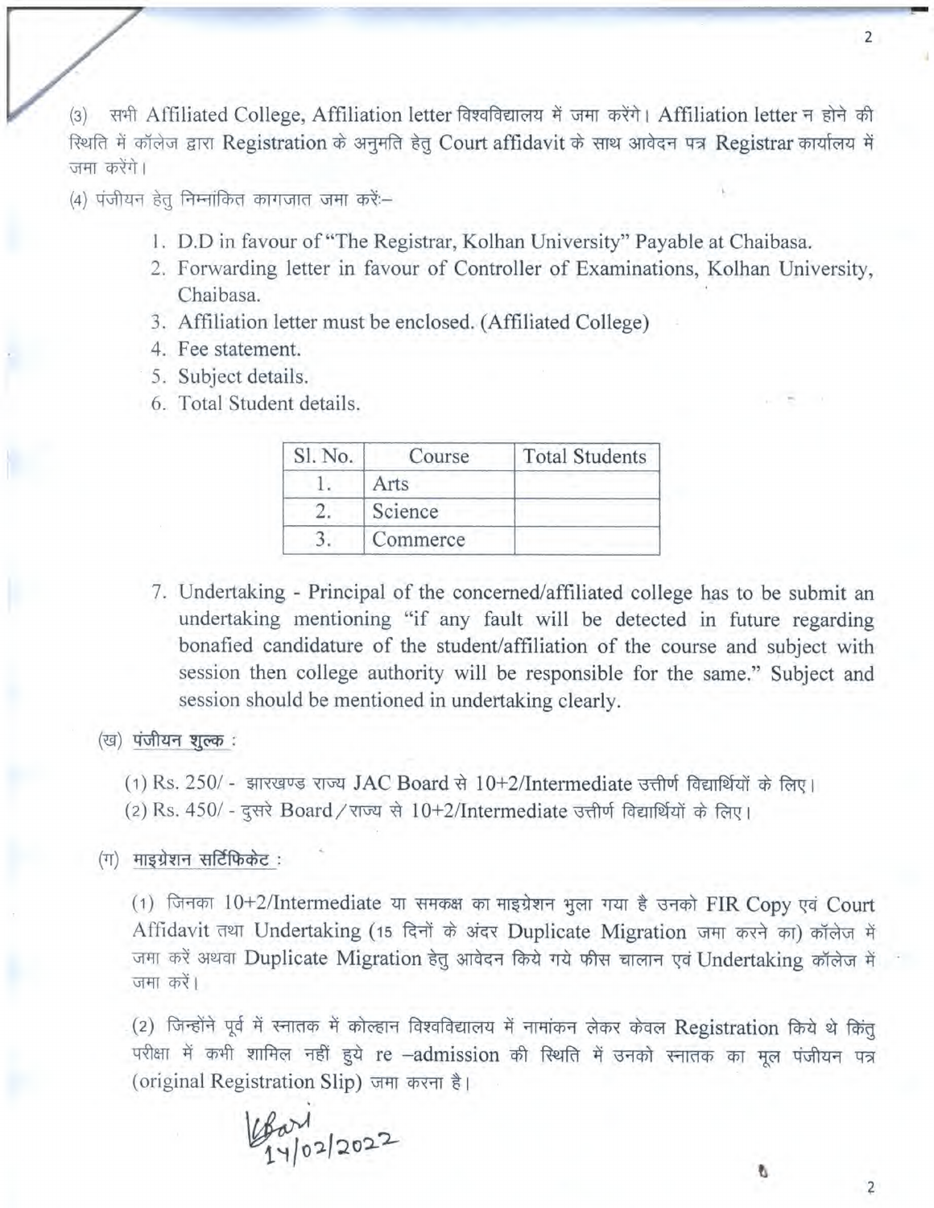(3) सभी Affiliated College, Affiliation letter विश्वविद्यालय में जमा करेंगे। Affiliation letter न होने की स्थिति में कॉलेज द्वारा Registration के अनुमति हेतु Court affidavit के साथ आवेदन पत्र Registrar कार्यालय में जमा करेंगे।

(4) पंजीयन हेतु निम्नांकित कागजात जमा करें:-

1. D.D in favour of "The Registrar, Kolhan University" Payable at Chaibasa.
2. Forwarding letter in favour of Controller of Examinations, Kolhan University, Chaibasa.
3. Affiliation letter must be enclosed. (Affiliated College)
4. Fee statement.
5. Subject details.
6. Total Student details.

| Sl. No. | Course | Total Students |
| --- | --- | --- |
| 1. | Arts | |
| 2. | Science | |
| 3. | Commerce | |

7. Undertaking - Principal of the concerned/affiliated college has to be submit an undertaking mentioning "if any fault will be detected in future regarding bonafied candidature of the student/affiliation of the course and subject with session then college authority will be responsible for the same." Subject and session should be mentioned in undertaking clearly.

(ख) **पंजीयन शुल्क :**

(1) Rs. 250/ - झारखण्ड राज्य JAC Board से 10+2/Intermediate उत्तीर्ण विद्यार्थियों के लिए।

(2) Rs. 450/ - दुसरे Board / राज्य से 10+2/Intermediate उत्तीर्ण विद्यार्थियों के लिए।

(ग) **माइग्रेशन सर्टिफिकेट :**

(1) जिनका 10+2/Intermediate या समकक्ष का माइग्रेशन भुला गया है उनको FIR Copy एवं Court Affidavit तथा Undertaking (15 दिनों के अंदर Duplicate Migration जमा करने का) कॉलेज में जमा करें अथवा Duplicate Migration हेतु आवेदन किये गये फीस चालान एवं Undertaking कॉलेज में जमा करें।

(2) जिन्होंने पूर्व में स्नातक में कोल्हान विश्वविद्यालय में नामांकन लेकर केवल Registration किये थे किंतु परीक्षा में कभी शामिल नहीं हुये re –admission की स्थिति में उनको स्नातक का मूल पंजीयन पत्र (original Registration Slip) जमा करना है।

14/02/2022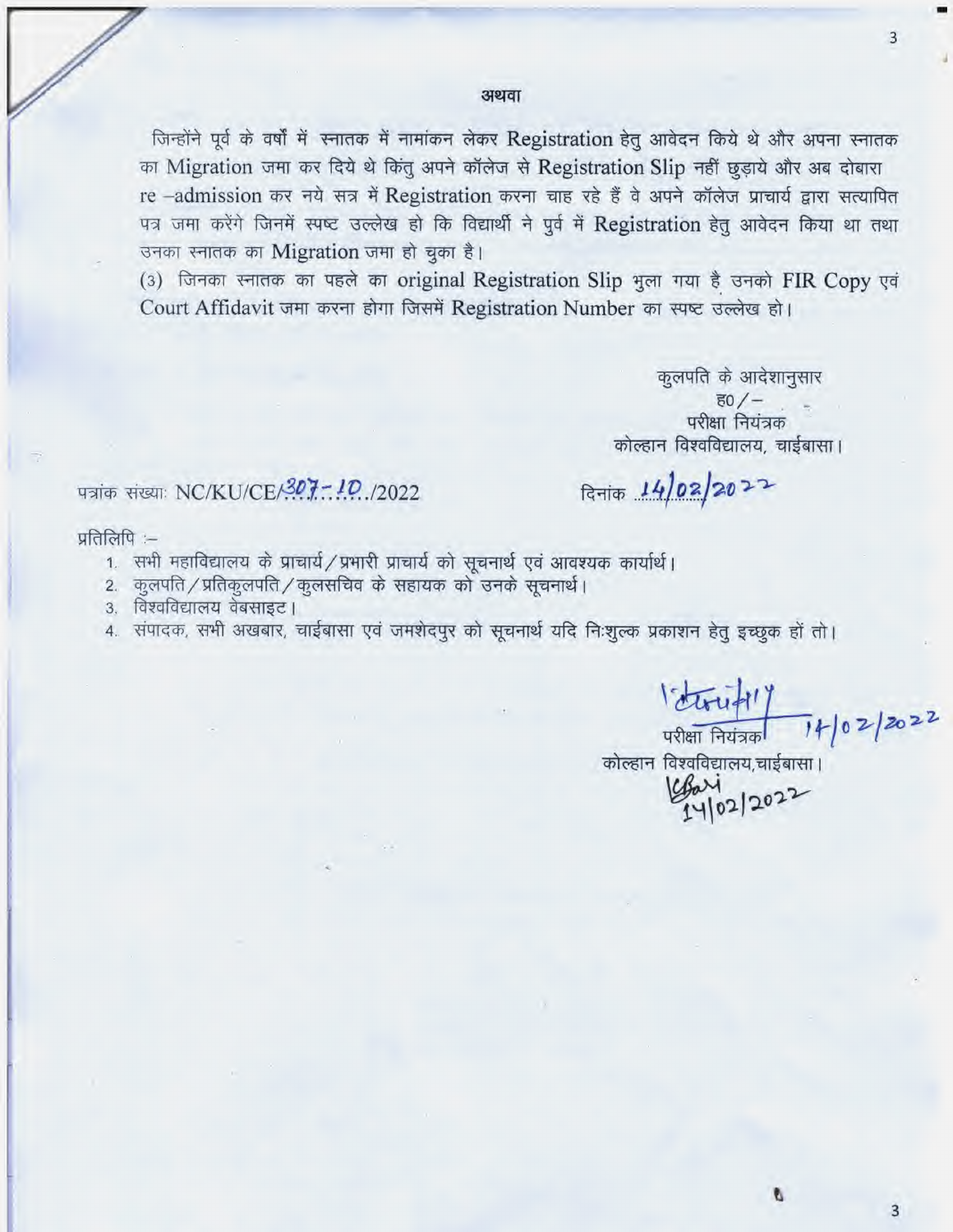**अथवा**

जिन्होंने पूर्व के वर्षों में स्नातक में नामांकन लेकर Registration हेतु आवेदन किये थे और अपना स्नातक का Migration जमा कर दिये थे किंतु अपने कॉलेज से Registration Slip नहीं छुड़ाये और अब दोबारा re –admission कर नये सत्र में Registration करना चाह रहे हैं वे अपने कॉलेज प्राचार्य द्वारा सत्यापित पत्र जमा करेंगे जिनमें स्पष्ट उल्लेख हो कि विद्यार्थी ने पुर्व में Registration हेतु आवेदन किया था तथा उनका स्नातक का Migration जमा हो चुका है।

(3) जिनका स्नातक का पहले का original Registration Slip भुला गया है उनको FIR Copy एवं Court Affidavit जमा करना होगा जिसमें Registration Number का स्पष्ट उल्लेख हो।

कुलपति के आदेशानुसार
ह0/–
परीक्षा नियंत्रक
कोल्हान विश्वविद्यालय, चाईबासा।

पत्रांक संख्या: NC/KU/CE/307-10/2022 दिनांक 14/02/2022

प्रतिलिपि :–

1. सभी महाविद्यालय के प्राचार्य/प्रभारी प्राचार्य को सूचनार्थ एवं आवश्यक कार्यार्थ।
2. कुलपति/प्रतिकुलपति/कुलसचिव के सहायक को उनके सूचनार्थ।
3. विश्वविद्यालय वेबसाइट।
4. संपादक, सभी अखबार, चाईबासा एवं जमशेदपुर को सूचनार्थ यदि निःशुल्क प्रकाशन हेतु इच्छुक हों तो।

14/02/2022
परीक्षा नियंत्रक
कोल्हान विश्वविद्यालय, चाईबासा।
14/02/2022